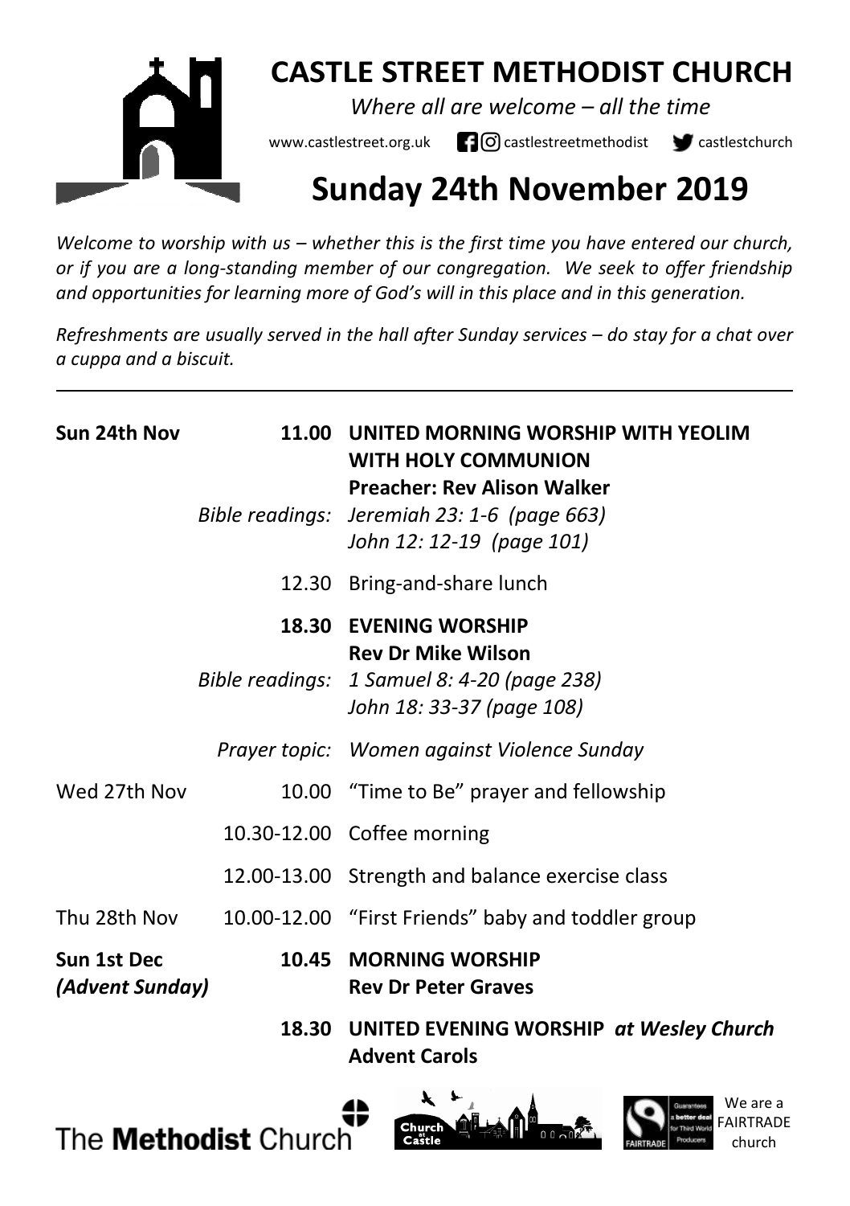# CASTLE STREET METHODIST CHURCH

*Where all are welcome – all the time*

www.castlestreet.org.uk castlestreetmethodist castlestchurch

## Sunday 24th November 2019

*Welcome to worship with us – whether this is the first time you have entered our church, or if you are a long-standing member of our congregation. We seek to offer friendship and opportunities for learning more of God's will in this place and in this generation.*

*Refreshments are usually served in the hall after Sunday services – do stay for a chat over a cuppa and a biscuit.*

---

| | | |
|---|---|---|
| **Sun 24th Nov** | **11.00** | **UNITED MORNING WORSHIP WITH YEOLIM WITH HOLY COMMUNION** |
| | | **Preacher: Rev Alison Walker** |
| | *Bible readings:* | *Jeremiah 23: 1-6 (page 663)* |
| | | *John 12: 12-19 (page 101)* |
| | 12.30 | Bring-and-share lunch |
| | **18.30** | **EVENING WORSHIP** |
| | | **Rev Dr Mike Wilson** |
| | *Bible readings:* | *1 Samuel 8: 4-20 (page 238)* |
| | | *John 18: 33-37 (page 108)* |
| | *Prayer topic:* | *Women against Violence Sunday* |
| Wed 27th Nov | 10.00 | "Time to Be" prayer and fellowship |
| | 10.30-12.00 | Coffee morning |
| | 12.00-13.00 | Strength and balance exercise class |
| Thu 28th Nov | 10.00-12.00 | "First Friends" baby and toddler group |
| **Sun 1st Dec *(Advent Sunday)*** | **10.45** | **MORNING WORSHIP** |
| | | **Rev Dr Peter Graves** |
| | **18.30** | **UNITED EVENING WORSHIP** ***at Wesley Church*** |
| | | **Advent Carols** |

The Methodist Church

We are a FAIRTRADE church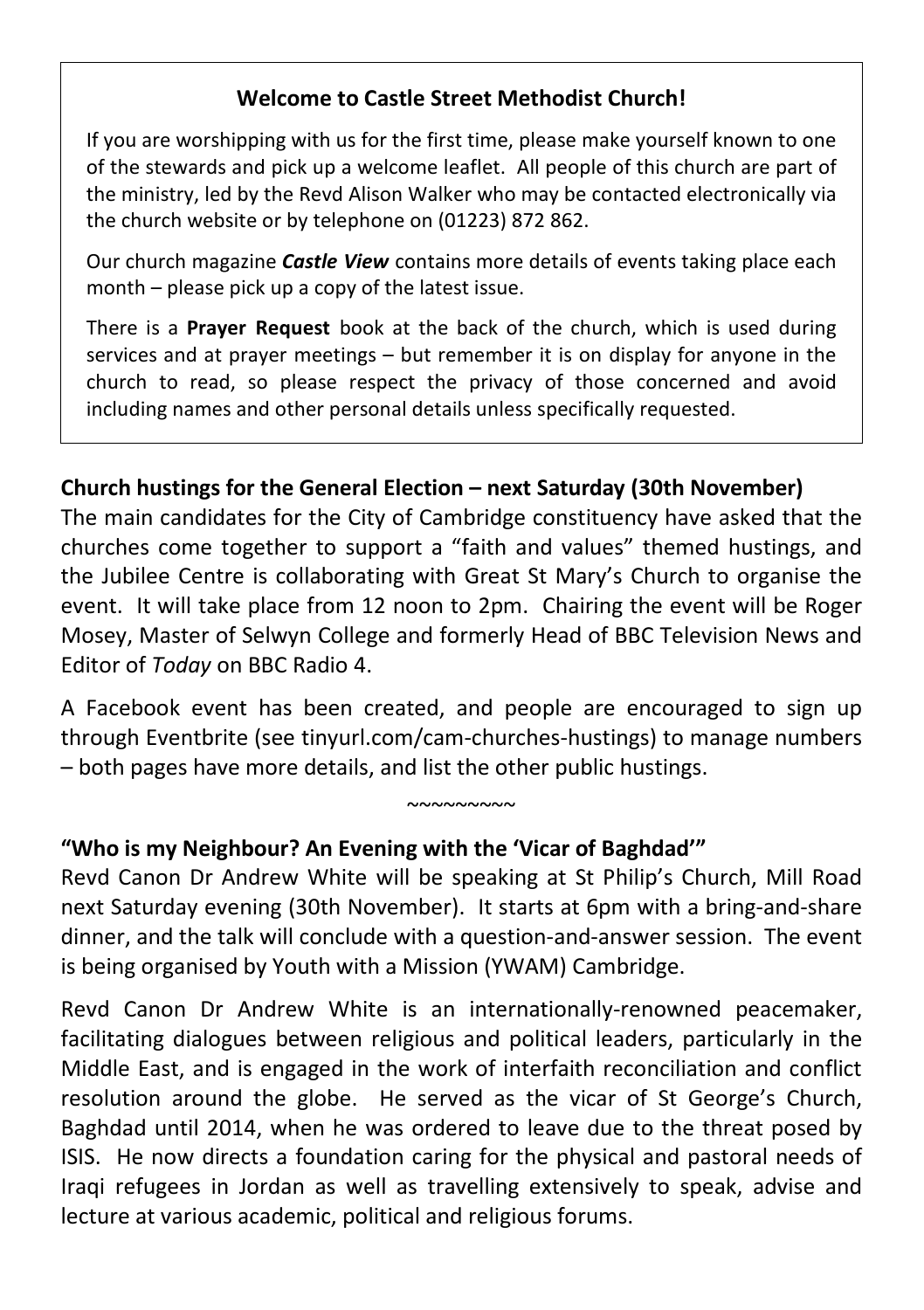**Welcome to Castle Street Methodist Church!**

If you are worshipping with us for the first time, please make yourself known to one of the stewards and pick up a welcome leaflet. All people of this church are part of the ministry, led by the Revd Alison Walker who may be contacted electronically via the church website or by telephone on (01223) 872 862.

Our church magazine ***Castle View*** contains more details of events taking place each month – please pick up a copy of the latest issue.

There is a **Prayer Request** book at the back of the church, which is used during services and at prayer meetings – but remember it is on display for anyone in the church to read, so please respect the privacy of those concerned and avoid including names and other personal details unless specifically requested.

**Church hustings for the General Election – next Saturday (30th November)**

The main candidates for the City of Cambridge constituency have asked that the churches come together to support a "faith and values" themed hustings, and the Jubilee Centre is collaborating with Great St Mary's Church to organise the event. It will take place from 12 noon to 2pm. Chairing the event will be Roger Mosey, Master of Selwyn College and formerly Head of BBC Television News and Editor of *Today* on BBC Radio 4.

A Facebook event has been created, and people are encouraged to sign up through Eventbrite (see tinyurl.com/cam-churches-hustings) to manage numbers – both pages have more details, and list the other public hustings.

~~~~~~~~~

**"Who is my Neighbour? An Evening with the 'Vicar of Baghdad'"**

Revd Canon Dr Andrew White will be speaking at St Philip's Church, Mill Road next Saturday evening (30th November). It starts at 6pm with a bring-and-share dinner, and the talk will conclude with a question-and-answer session. The event is being organised by Youth with a Mission (YWAM) Cambridge.

Revd Canon Dr Andrew White is an internationally-renowned peacemaker, facilitating dialogues between religious and political leaders, particularly in the Middle East, and is engaged in the work of interfaith reconciliation and conflict resolution around the globe. He served as the vicar of St George's Church, Baghdad until 2014, when he was ordered to leave due to the threat posed by ISIS. He now directs a foundation caring for the physical and pastoral needs of Iraqi refugees in Jordan as well as travelling extensively to speak, advise and lecture at various academic, political and religious forums.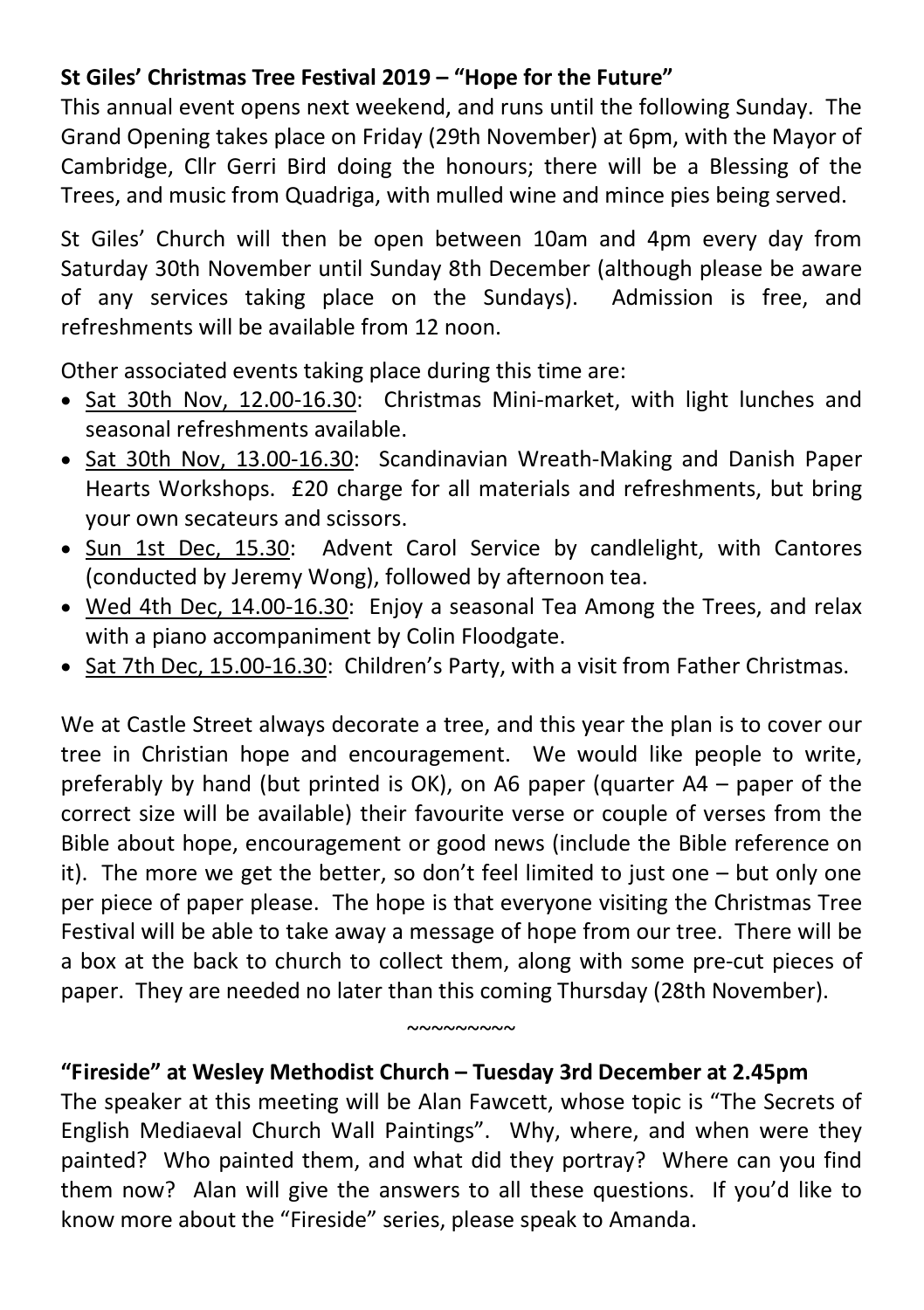**St Giles' Christmas Tree Festival 2019 – "Hope for the Future"**

This annual event opens next weekend, and runs until the following Sunday. The Grand Opening takes place on Friday (29th November) at 6pm, with the Mayor of Cambridge, Cllr Gerri Bird doing the honours; there will be a Blessing of the Trees, and music from Quadriga, with mulled wine and mince pies being served.

St Giles' Church will then be open between 10am and 4pm every day from Saturday 30th November until Sunday 8th December (although please be aware of any services taking place on the Sundays). Admission is free, and refreshments will be available from 12 noon.

Other associated events taking place during this time are:

- Sat 30th Nov, 12.00-16.30: Christmas Mini-market, with light lunches and seasonal refreshments available.
- Sat 30th Nov, 13.00-16.30: Scandinavian Wreath-Making and Danish Paper Hearts Workshops. £20 charge for all materials and refreshments, but bring your own secateurs and scissors.
- Sun 1st Dec, 15.30: Advent Carol Service by candlelight, with Cantores (conducted by Jeremy Wong), followed by afternoon tea.
- Wed 4th Dec, 14.00-16.30: Enjoy a seasonal Tea Among the Trees, and relax with a piano accompaniment by Colin Floodgate.
- Sat 7th Dec, 15.00-16.30: Children's Party, with a visit from Father Christmas.

We at Castle Street always decorate a tree, and this year the plan is to cover our tree in Christian hope and encouragement. We would like people to write, preferably by hand (but printed is OK), on A6 paper (quarter A4 – paper of the correct size will be available) their favourite verse or couple of verses from the Bible about hope, encouragement or good news (include the Bible reference on it). The more we get the better, so don't feel limited to just one – but only one per piece of paper please. The hope is that everyone visiting the Christmas Tree Festival will be able to take away a message of hope from our tree. There will be a box at the back to church to collect them, along with some pre-cut pieces of paper. They are needed no later than this coming Thursday (28th November).

~~~~~~~~~

**"Fireside" at Wesley Methodist Church – Tuesday 3rd December at 2.45pm**

The speaker at this meeting will be Alan Fawcett, whose topic is "The Secrets of English Mediaeval Church Wall Paintings". Why, where, and when were they painted? Who painted them, and what did they portray? Where can you find them now? Alan will give the answers to all these questions. If you'd like to know more about the "Fireside" series, please speak to Amanda.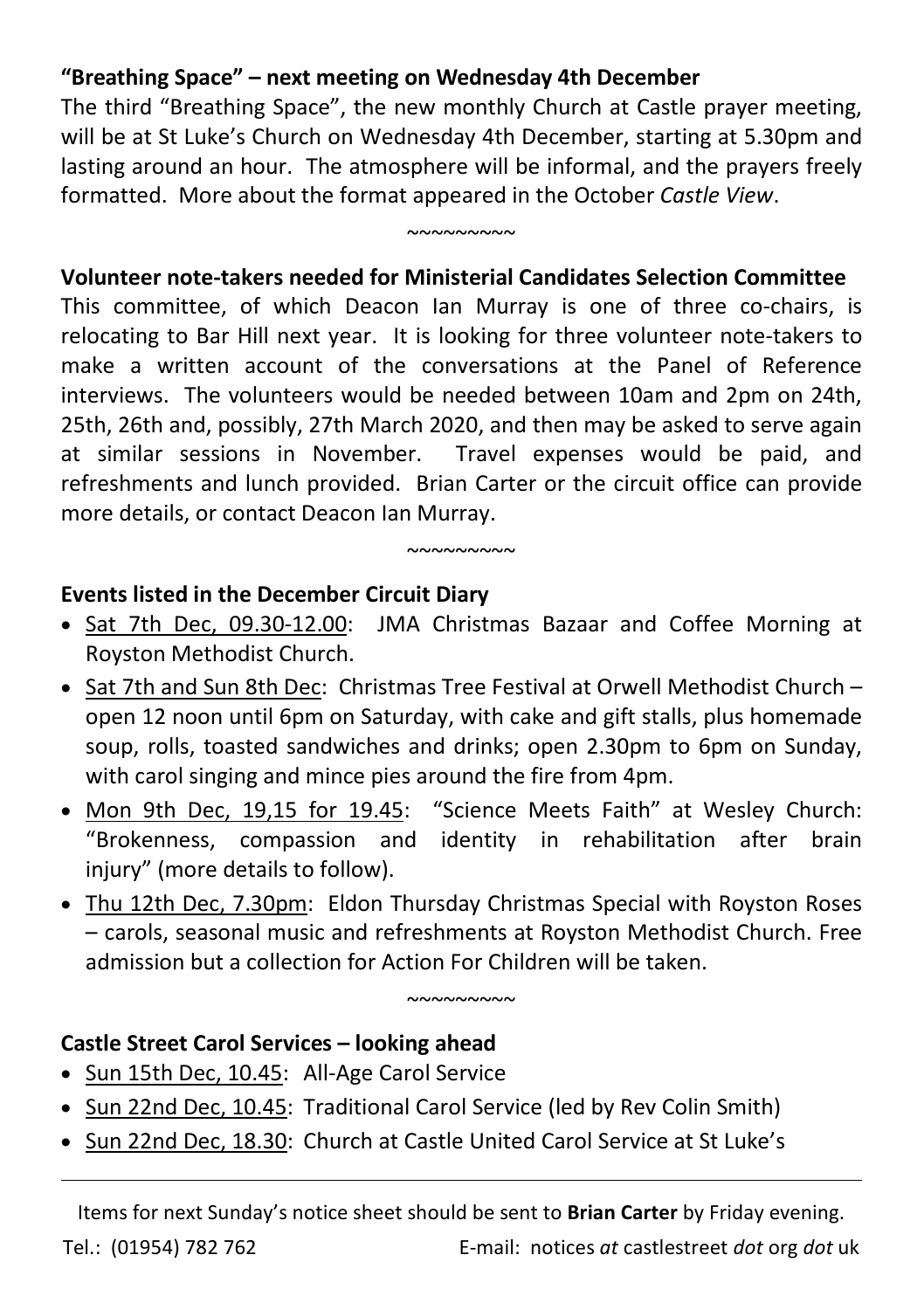**"Breathing Space" – next meeting on Wednesday 4th December**

The third "Breathing Space", the new monthly Church at Castle prayer meeting, will be at St Luke's Church on Wednesday 4th December, starting at 5.30pm and lasting around an hour. The atmosphere will be informal, and the prayers freely formatted. More about the format appeared in the October *Castle View*.

~~~~~~~~~

**Volunteer note-takers needed for Ministerial Candidates Selection Committee**

This committee, of which Deacon Ian Murray is one of three co-chairs, is relocating to Bar Hill next year. It is looking for three volunteer note-takers to make a written account of the conversations at the Panel of Reference interviews. The volunteers would be needed between 10am and 2pm on 24th, 25th, 26th and, possibly, 27th March 2020, and then may be asked to serve again at similar sessions in November. Travel expenses would be paid, and refreshments and lunch provided. Brian Carter or the circuit office can provide more details, or contact Deacon Ian Murray.

~~~~~~~~~

**Events listed in the December Circuit Diary**

- Sat 7th Dec, 09.30-12.00: JMA Christmas Bazaar and Coffee Morning at Royston Methodist Church.
- Sat 7th and Sun 8th Dec: Christmas Tree Festival at Orwell Methodist Church – open 12 noon until 6pm on Saturday, with cake and gift stalls, plus homemade soup, rolls, toasted sandwiches and drinks; open 2.30pm to 6pm on Sunday, with carol singing and mince pies around the fire from 4pm.
- Mon 9th Dec, 19,15 for 19.45: "Science Meets Faith" at Wesley Church: "Brokenness, compassion and identity in rehabilitation after brain injury" (more details to follow).
- Thu 12th Dec, 7.30pm: Eldon Thursday Christmas Special with Royston Roses – carols, seasonal music and refreshments at Royston Methodist Church. Free admission but a collection for Action For Children will be taken.

~~~~~~~~~

**Castle Street Carol Services – looking ahead**

- Sun 15th Dec, 10.45: All-Age Carol Service
- Sun 22nd Dec, 10.45: Traditional Carol Service (led by Rev Colin Smith)
- Sun 22nd Dec, 18.30: Church at Castle United Carol Service at St Luke's

---

Items for next Sunday's notice sheet should be sent to **Brian Carter** by Friday evening.

Tel.: (01954) 782 762 E-mail: notices *at* castlestreet *dot* org *dot* uk